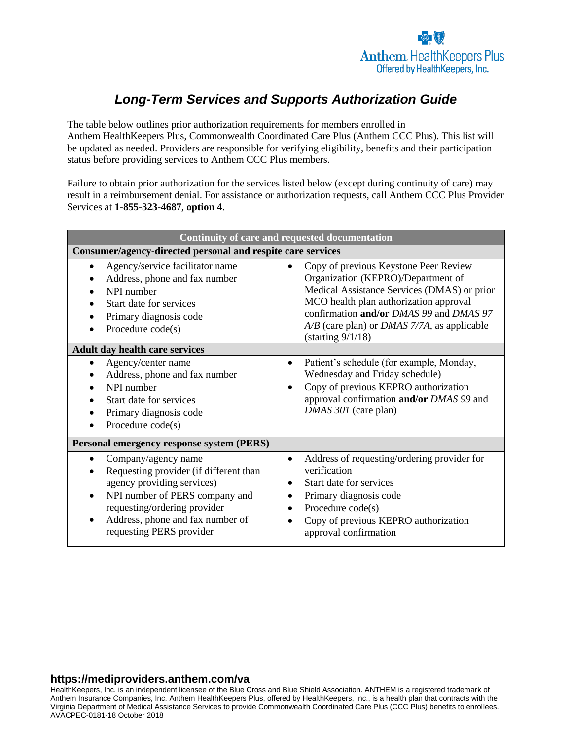# *Long-Term Services and Supports Authorization Guide*

The table below outlines prior authorization requirements for members enrolled in Anthem HealthKeepers Plus, Commonwealth Coordinated Care Plus (Anthem CCC Plus). This list will be updated as needed. Providers are responsible for verifying eligibility, benefits and their participation status before providing services to Anthem CCC Plus members.

Failure to obtain prior authorization for the services listed below (except during continuity of care) may result in a reimbursement denial. For assistance or authorization requests, call Anthem CCC Plus Provider Services at **1-855-323-4687**, **option 4**.

| Continuity of care and requested documentation | |
|---|---|
| **Consumer/agency-directed personal and respite care services** | |
| • Agency/service facilitator name<br>• Address, phone and fax number<br>• NPI number<br>• Start date for services<br>• Primary diagnosis code<br>• Procedure code(s) | • Copy of previous Keystone Peer Review Organization (KEPRO)/Department of Medical Assistance Services (DMAS) or prior MCO health plan authorization approval confirmation **and/or** *DMAS 99* and *DMAS 97 A/B* (care plan) or *DMAS 7/7A*, as applicable (starting 9/1/18) |
| **Adult day health care services** | |
| • Agency/center name<br>• Address, phone and fax number<br>• NPI number<br>• Start date for services<br>• Primary diagnosis code<br>• Procedure code(s) | • Patient's schedule (for example, Monday, Wednesday and Friday schedule)<br>• Copy of previous KEPRO authorization approval confirmation **and/or** *DMAS 99* and *DMAS 301* (care plan) |
| **Personal emergency response system (PERS)** | |
| • Company/agency name<br>• Requesting provider (if different than agency providing services)<br>• NPI number of PERS company and requesting/ordering provider<br>• Address, phone and fax number of requesting PERS provider | • Address of requesting/ordering provider for verification<br>• Start date for services<br>• Primary diagnosis code<br>• Procedure code(s)<br>• Copy of previous KEPRO authorization approval confirmation |

**https://mediproviders.anthem.com/va**

HealthKeepers, Inc. is an independent licensee of the Blue Cross and Blue Shield Association. ANTHEM is a registered trademark of Anthem Insurance Companies, Inc. Anthem HealthKeepers Plus, offered by HealthKeepers, Inc., is a health plan that contracts with the Virginia Department of Medical Assistance Services to provide Commonwealth Coordinated Care Plus (CCC Plus) benefits to enrollees.
AVACPEC-0181-18 October 2018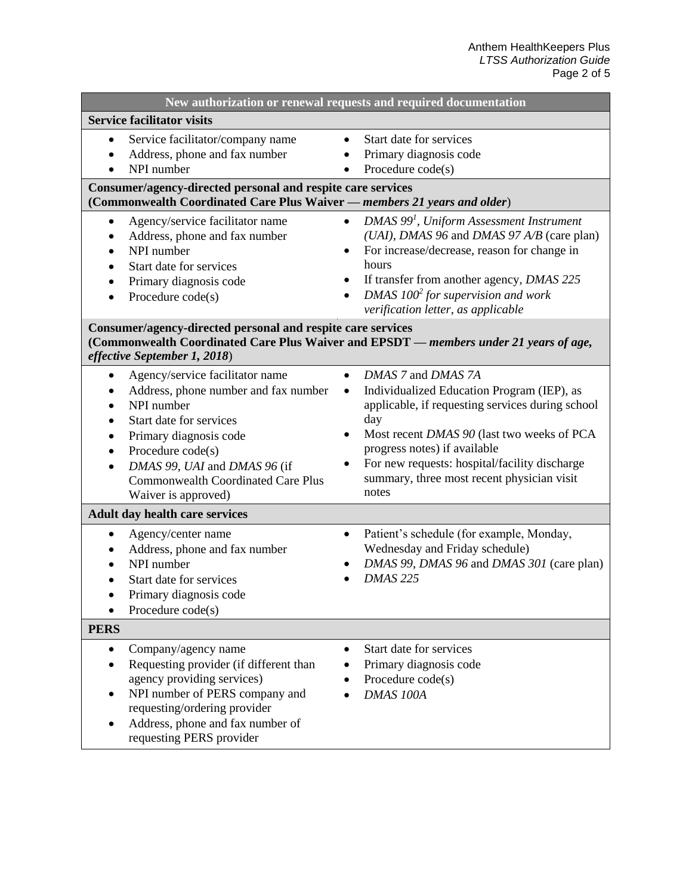| New authorization or renewal requests and required documentation | |
|---|---|
| **Service facilitator visits** | |
| • Service facilitator/company name<br>• Address, phone and fax number<br>• NPI number | • Start date for services<br>• Primary diagnosis code<br>• Procedure code(s) |
| **Consumer/agency-directed personal and respite care services (Commonwealth Coordinated Care Plus Waiver — *members 21 years and older*)** | |
| • Agency/service facilitator name<br>• Address, phone and fax number<br>• NPI number<br>• Start date for services<br>• Primary diagnosis code<br>• Procedure code(s) | • *DMAS 99*[1], *Uniform Assessment Instrument (UAI)*, *DMAS 96* and *DMAS 97 A/B* (care plan)<br>• For increase/decrease, reason for change in hours<br>• If transfer from another agency, *DMAS 225*<br>• *DMAS 100*[2] *for supervision and work verification letter, as applicable* |
| **Consumer/agency-directed personal and respite care services (Commonwealth Coordinated Care Plus Waiver and EPSDT — *members under 21 years of age, effective September 1, 2018*)** | |
| • Agency/service facilitator name<br>• Address, phone number and fax number<br>• NPI number<br>• Start date for services<br>• Primary diagnosis code<br>• Procedure code(s)<br>• *DMAS 99*, *UAI* and *DMAS 96* (if Commonwealth Coordinated Care Plus Waiver is approved) | • *DMAS 7* and *DMAS 7A*<br>• Individualized Education Program (IEP), as applicable, if requesting services during school day<br>• Most recent *DMAS 90* (last two weeks of PCA progress notes) if available<br>• For new requests: hospital/facility discharge summary, three most recent physician visit notes |
| **Adult day health care services** | |
| • Agency/center name<br>• Address, phone and fax number<br>• NPI number<br>• Start date for services<br>• Primary diagnosis code<br>• Procedure code(s) | • Patient's schedule (for example, Monday, Wednesday and Friday schedule)<br>• *DMAS 99*, *DMAS 96* and *DMAS 301* (care plan)<br>• *DMAS 225* |
| **PERS** | |
| • Company/agency name<br>• Requesting provider (if different than agency providing services)<br>• NPI number of PERS company and requesting/ordering provider<br>• Address, phone and fax number of requesting PERS provider | • Start date for services<br>• Primary diagnosis code<br>• Procedure code(s)<br>• *DMAS 100A* |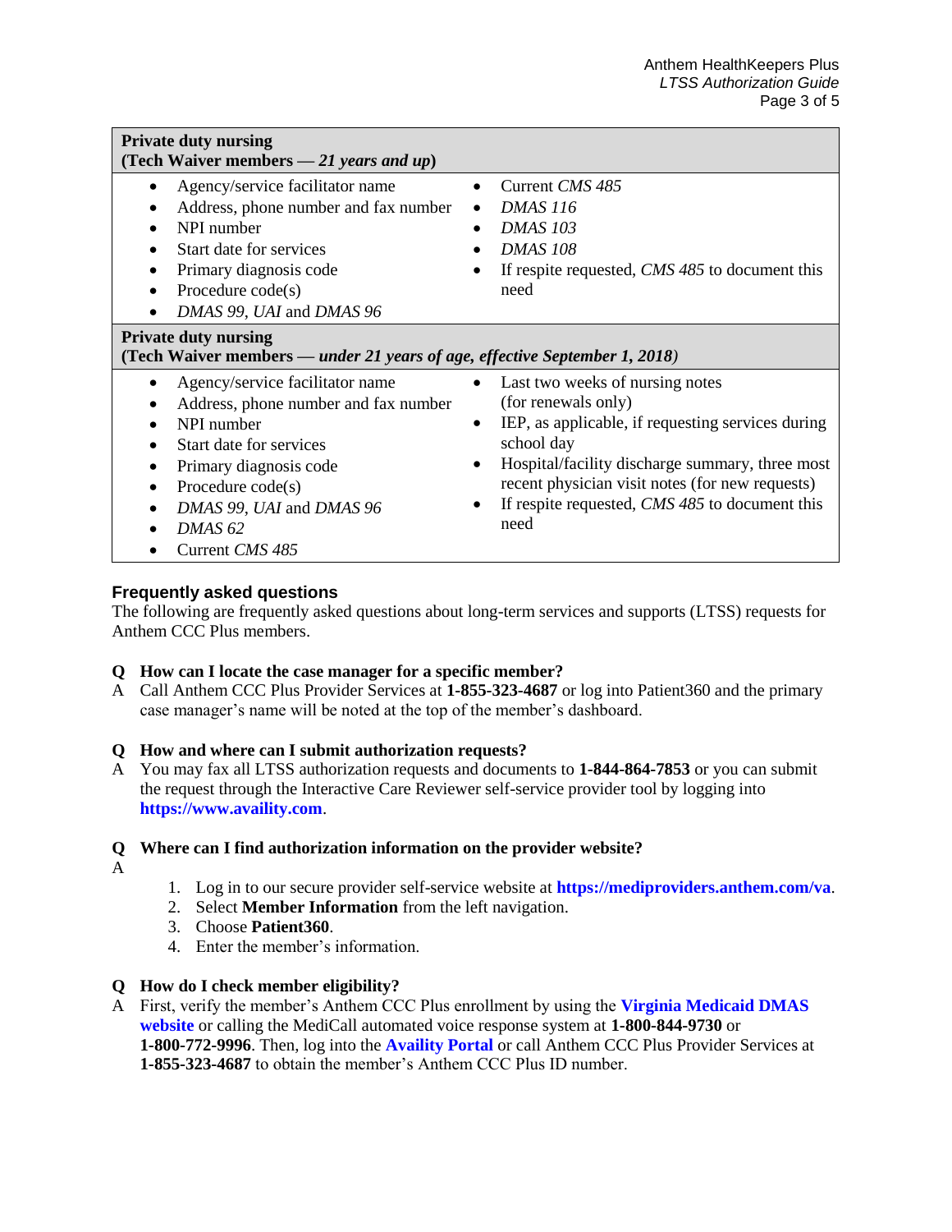| **Private duty nursing (Tech Waiver members — *21 years and up*)** | |
|---|---|
| • Agency/service facilitator name<br>• Address, phone number and fax number<br>• NPI number<br>• Start date for services<br>• Primary diagnosis code<br>• Procedure code(s)<br>• *DMAS 99*, *UAI* and *DMAS 96* | • Current *CMS 485*<br>• *DMAS 116*<br>• *DMAS 103*<br>• *DMAS 108*<br>• If respite requested, *CMS 485* to document this need |
| **Private duty nursing (Tech Waiver members — *under 21 years of age, effective September 1, 2018*)** | |
| • Agency/service facilitator name<br>• Address, phone number and fax number<br>• NPI number<br>• Start date for services<br>• Primary diagnosis code<br>• Procedure code(s)<br>• *DMAS 99*, *UAI* and *DMAS 96*<br>• *DMAS 62*<br>• Current *CMS 485* | • Last two weeks of nursing notes (for renewals only)<br>• IEP, as applicable, if requesting services during school day<br>• Hospital/facility discharge summary, three most recent physician visit notes (for new requests)<br>• If respite requested, *CMS 485* to document this need |

## Frequently asked questions

The following are frequently asked questions about long-term services and supports (LTSS) requests for Anthem CCC Plus members.

**Q How can I locate the case manager for a specific member?**

A Call Anthem CCC Plus Provider Services at **1-855-323-4687** or log into Patient360 and the primary case manager's name will be noted at the top of the member's dashboard.

**Q How and where can I submit authorization requests?**

A You may fax all LTSS authorization requests and documents to **1-844-864-7853** or you can submit the request through the Interactive Care Reviewer self-service provider tool by logging into **https://www.availity.com**.

**Q Where can I find authorization information on the provider website?**

A

1. Log in to our secure provider self-service website at **https://mediproviders.anthem.com/va**.
2. Select **Member Information** from the left navigation.
3. Choose **Patient360**.
4. Enter the member's information.

**Q How do I check member eligibility?**

A First, verify the member's Anthem CCC Plus enrollment by using the **Virginia Medicaid DMAS website** or calling the MediCall automated voice response system at **1-800-844-9730** or **1-800-772-9996**. Then, log into the **Availity Portal** or call Anthem CCC Plus Provider Services at **1-855-323-4687** to obtain the member's Anthem CCC Plus ID number.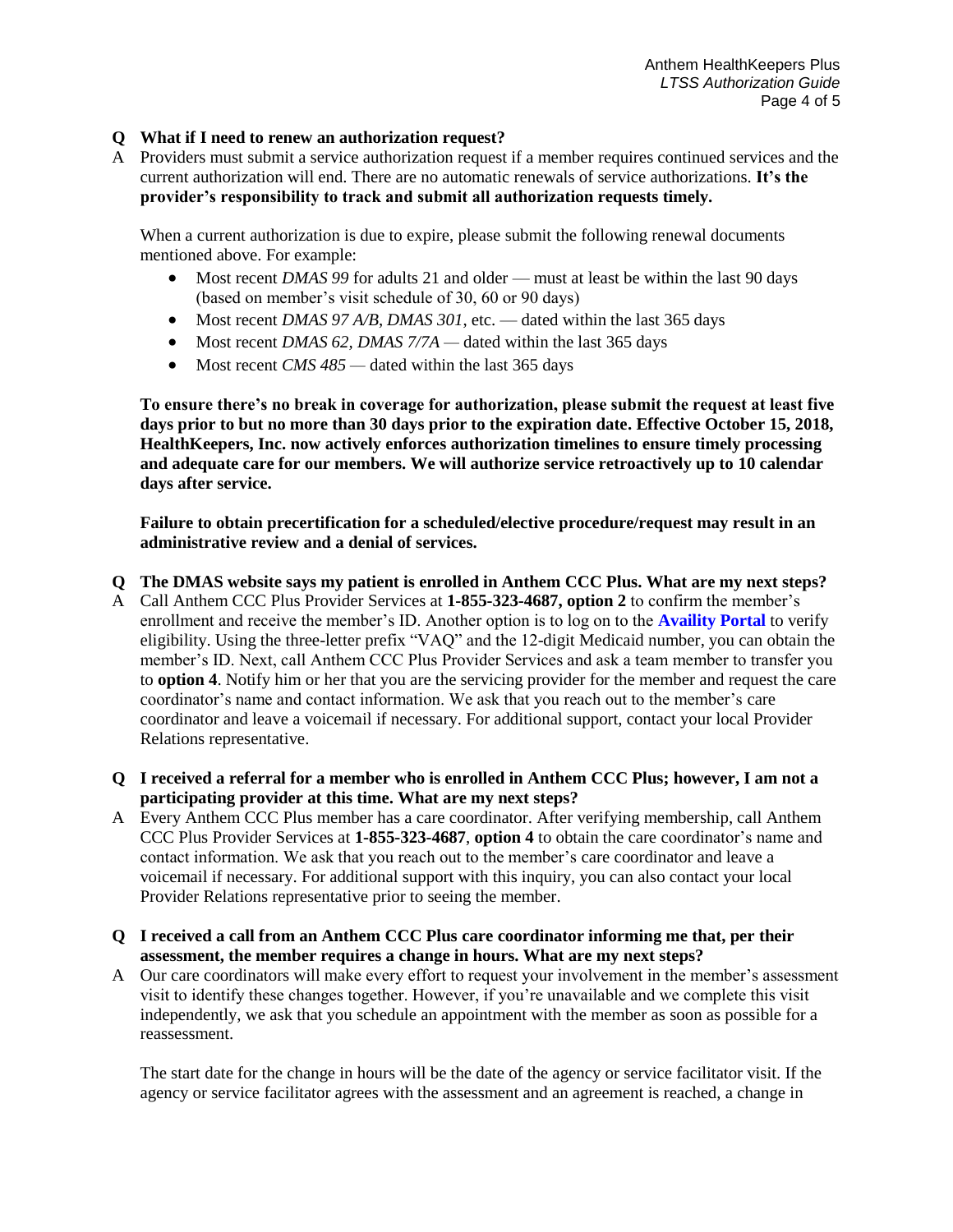**Q What if I need to renew an authorization request?**

A Providers must submit a service authorization request if a member requires continued services and the current authorization will end. There are no automatic renewals of service authorizations. **It's the provider's responsibility to track and submit all authorization requests timely.**

When a current authorization is due to expire, please submit the following renewal documents mentioned above. For example:

- Most recent *DMAS 99* for adults 21 and older — must at least be within the last 90 days (based on member's visit schedule of 30, 60 or 90 days)
- Most recent *DMAS 97 A/B*, *DMAS 301*, etc. — dated within the last 365 days
- Most recent *DMAS 62, DMAS 7/7A* — dated within the last 365 days
- Most recent *CMS 485* — dated within the last 365 days

**To ensure there's no break in coverage for authorization, please submit the request at least five days prior to but no more than 30 days prior to the expiration date. Effective October 15, 2018, HealthKeepers, Inc. now actively enforces authorization timelines to ensure timely processing and adequate care for our members. We will authorize service retroactively up to 10 calendar days after service.**

**Failure to obtain precertification for a scheduled/elective procedure/request may result in an administrative review and a denial of services.**

**Q The DMAS website says my patient is enrolled in Anthem CCC Plus. What are my next steps?**

A Call Anthem CCC Plus Provider Services at **1-855-323-4687, option 2** to confirm the member's enrollment and receive the member's ID. Another option is to log on to the **Availity Portal** to verify eligibility. Using the three-letter prefix "VAQ" and the 12-digit Medicaid number, you can obtain the member's ID. Next, call Anthem CCC Plus Provider Services and ask a team member to transfer you to **option 4**. Notify him or her that you are the servicing provider for the member and request the care coordinator's name and contact information. We ask that you reach out to the member's care coordinator and leave a voicemail if necessary. For additional support, contact your local Provider Relations representative.

**Q I received a referral for a member who is enrolled in Anthem CCC Plus; however, I am not a participating provider at this time. What are my next steps?**

A Every Anthem CCC Plus member has a care coordinator. After verifying membership, call Anthem CCC Plus Provider Services at **1-855-323-4687**, **option 4** to obtain the care coordinator's name and contact information. We ask that you reach out to the member's care coordinator and leave a voicemail if necessary. For additional support with this inquiry, you can also contact your local Provider Relations representative prior to seeing the member.

**Q I received a call from an Anthem CCC Plus care coordinator informing me that, per their assessment, the member requires a change in hours. What are my next steps?**

A Our care coordinators will make every effort to request your involvement in the member's assessment visit to identify these changes together. However, if you're unavailable and we complete this visit independently, we ask that you schedule an appointment with the member as soon as possible for a reassessment.

The start date for the change in hours will be the date of the agency or service facilitator visit. If the agency or service facilitator agrees with the assessment and an agreement is reached, a change in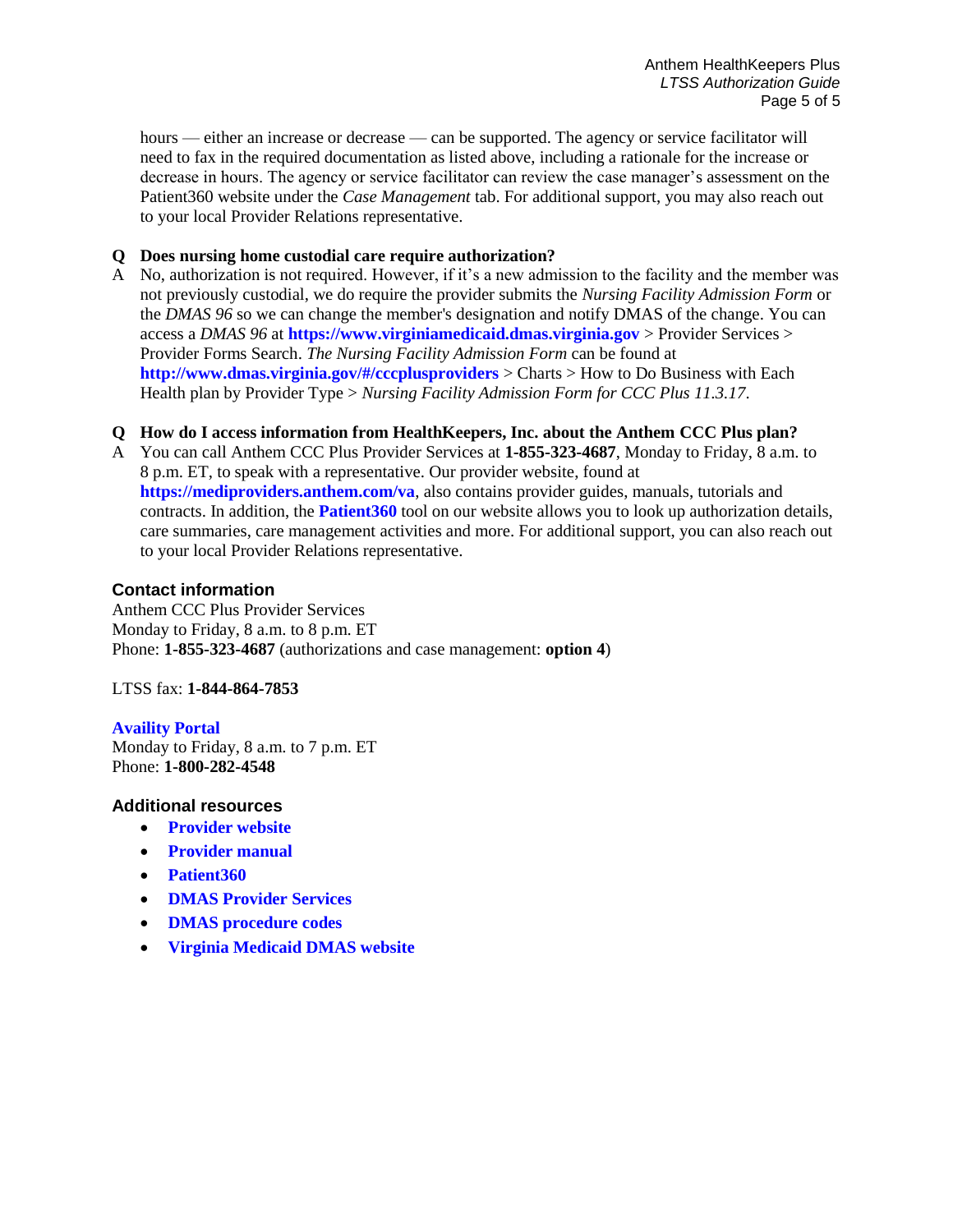hours — either an increase or decrease — can be supported. The agency or service facilitator will need to fax in the required documentation as listed above, including a rationale for the increase or decrease in hours. The agency or service facilitator can review the case manager's assessment on the Patient360 website under the *Case Management* tab. For additional support, you may also reach out to your local Provider Relations representative.

**Q Does nursing home custodial care require authorization?**

A No, authorization is not required. However, if it's a new admission to the facility and the member was not previously custodial, we do require the provider submits the *Nursing Facility Admission Form* or the *DMAS 96* so we can change the member's designation and notify DMAS of the change. You can access a *DMAS 96* at **https://www.virginiamedicaid.dmas.virginia.gov** > Provider Services > Provider Forms Search. *The Nursing Facility Admission Form* can be found at **http://www.dmas.virginia.gov/#/cccplusproviders** > Charts > How to Do Business with Each Health plan by Provider Type > *Nursing Facility Admission Form for CCC Plus 11.3.17*.

**Q How do I access information from HealthKeepers, Inc. about the Anthem CCC Plus plan?**

A You can call Anthem CCC Plus Provider Services at **1-855-323-4687**, Monday to Friday, 8 a.m. to 8 p.m. ET, to speak with a representative. Our provider website, found at **https://mediproviders.anthem.com/va**, also contains provider guides, manuals, tutorials and contracts. In addition, the **Patient360** tool on our website allows you to look up authorization details, care summaries, care management activities and more. For additional support, you can also reach out to your local Provider Relations representative.

## Contact information

Anthem CCC Plus Provider Services
Monday to Friday, 8 a.m. to 8 p.m. ET
Phone: **1-855-323-4687** (authorizations and case management: **option 4**)

LTSS fax: **1-844-864-7853**

**Availity Portal**
Monday to Friday, 8 a.m. to 7 p.m. ET
Phone: **1-800-282-4548**

## Additional resources

- **Provider website**
- **Provider manual**
- **Patient360**
- **DMAS Provider Services**
- **DMAS procedure codes**
- **Virginia Medicaid DMAS website**